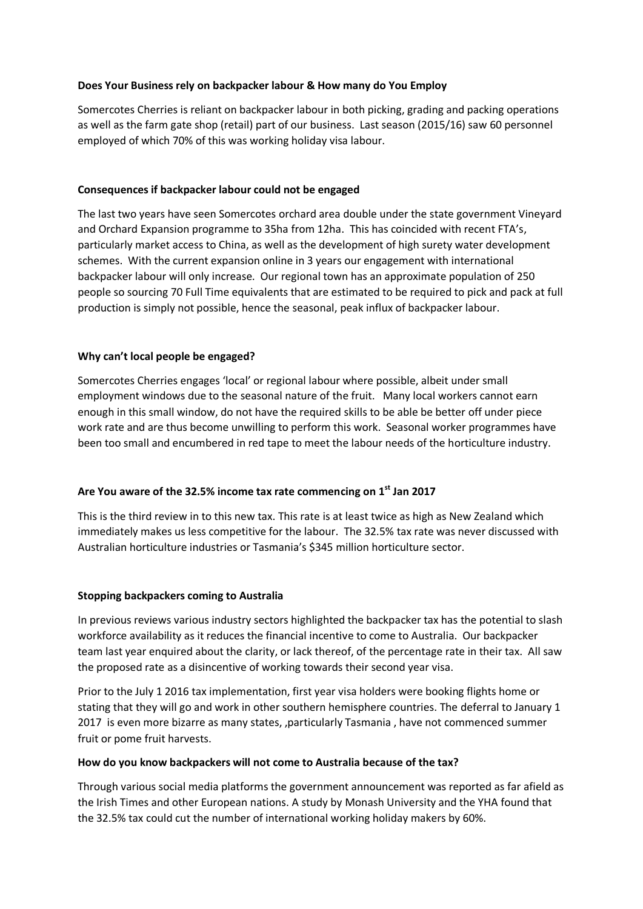**Does Your Business rely on backpacker labour & How many do You Employ**

Somercotes Cherries is reliant on backpacker labour in both picking, grading and packing operations as well as the farm gate shop (retail) part of our business. Last season (2015/16) saw 60 personnel employed of which 70% of this was working holiday visa labour.

**Consequences if backpacker labour could not be engaged**

The last two years have seen Somercotes orchard area double under the state government Vineyard and Orchard Expansion programme to 35ha from 12ha. This has coincided with recent FTA's, particularly market access to China, as well as the development of high surety water development schemes. With the current expansion online in 3 years our engagement with international backpacker labour will only increase. Our regional town has an approximate population of 250 people so sourcing 70 Full Time equivalents that are estimated to be required to pick and pack at full production is simply not possible, hence the seasonal, peak influx of backpacker labour.

**Why can't local people be engaged?**

Somercotes Cherries engages 'local' or regional labour where possible, albeit under small employment windows due to the seasonal nature of the fruit. Many local workers cannot earn enough in this small window, do not have the required skills to be able be better off under piece work rate and are thus become unwilling to perform this work. Seasonal worker programmes have been too small and encumbered in red tape to meet the labour needs of the horticulture industry.

**Are You aware of the 32.5% income tax rate commencing on 1st Jan 2017**

This is the third review in to this new tax. This rate is at least twice as high as New Zealand which immediately makes us less competitive for the labour. The 32.5% tax rate was never discussed with Australian horticulture industries or Tasmania's $345 million horticulture sector.

**Stopping backpackers coming to Australia**

In previous reviews various industry sectors highlighted the backpacker tax has the potential to slash workforce availability as it reduces the financial incentive to come to Australia. Our backpacker team last year enquired about the clarity, or lack thereof, of the percentage rate in their tax. All saw the proposed rate as a disincentive of working towards their second year visa.

Prior to the July 1 2016 tax implementation, first year visa holders were booking flights home or stating that they will go and work in other southern hemisphere countries. The deferral to January 1 2017 is even more bizarre as many states, ,particularly Tasmania , have not commenced summer fruit or pome fruit harvests.

**How do you know backpackers will not come to Australia because of the tax?**

Through various social media platforms the government announcement was reported as far afield as the Irish Times and other European nations. A study by Monash University and the YHA found that the 32.5% tax could cut the number of international working holiday makers by 60%.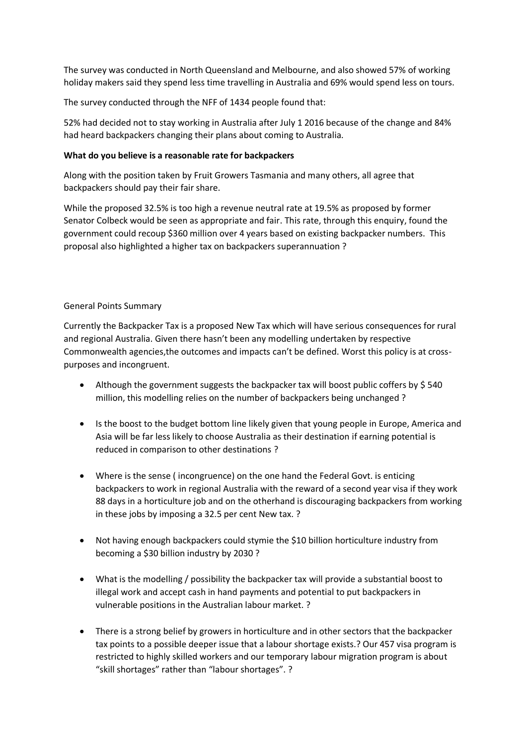The survey was conducted in North Queensland and Melbourne, and also showed 57% of working holiday makers said they spend less time travelling in Australia and 69% would spend less on tours.

The survey conducted through the NFF of 1434 people found that:

52% had decided not to stay working in Australia after July 1 2016 because of the change and 84% had heard backpackers changing their plans about coming to Australia.

**What do you believe is a reasonable rate for backpackers**

Along with the position taken by Fruit Growers Tasmania and many others, all agree that backpackers should pay their fair share.

While the proposed 32.5% is too high a revenue neutral rate at 19.5% as proposed by former Senator Colbeck would be seen as appropriate and fair. This rate, through this enquiry, found the government could recoup $360 million over 4 years based on existing backpacker numbers. This proposal also highlighted a higher tax on backpackers superannuation ?

General Points Summary

Currently the Backpacker Tax is a proposed New Tax which will have serious consequences for rural and regional Australia. Given there hasn't been any modelling undertaken by respective Commonwealth agencies,the outcomes and impacts can't be defined. Worst this policy is at cross-purposes and incongruent.

- Although the government suggests the backpacker tax will boost public coffers by $ 540 million, this modelling relies on the number of backpackers being unchanged ?
- Is the boost to the budget bottom line likely given that young people in Europe, America and Asia will be far less likely to choose Australia as their destination if earning potential is reduced in comparison to other destinations ?
- Where is the sense ( incongruence) on the one hand the Federal Govt. is enticing backpackers to work in regional Australia with the reward of a second year visa if they work 88 days in a horticulture job and on the otherhand is discouraging backpackers from working in these jobs by imposing a 32.5 per cent New tax. ?
- Not having enough backpackers could stymie the $10 billion horticulture industry from becoming a $30 billion industry by 2030 ?
- What is the modelling / possibility the backpacker tax will provide a substantial boost to illegal work and accept cash in hand payments and potential to put backpackers in vulnerable positions in the Australian labour market. ?
- There is a strong belief by growers in horticulture and in other sectors that the backpacker tax points to a possible deeper issue that a labour shortage exists.? Our 457 visa program is restricted to highly skilled workers and our temporary labour migration program is about "skill shortages" rather than "labour shortages". ?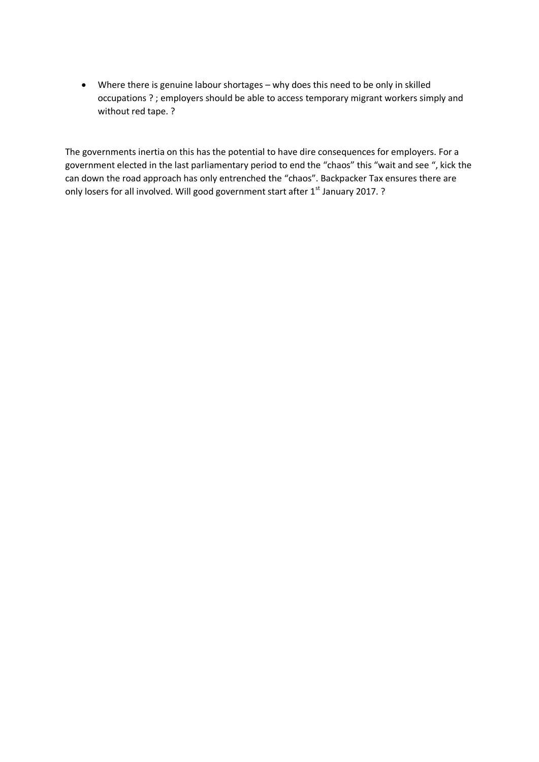- Where there is genuine labour shortages – why does this need to be only in skilled occupations ? ; employers should be able to access temporary migrant workers simply and without red tape. ?

The governments inertia on this has the potential to have dire consequences for employers. For a government elected in the last parliamentary period to end the "chaos" this "wait and see ", kick the can down the road approach has only entrenched the "chaos". Backpacker Tax ensures there are only losers for all involved. Will good government start after 1st January 2017. ?